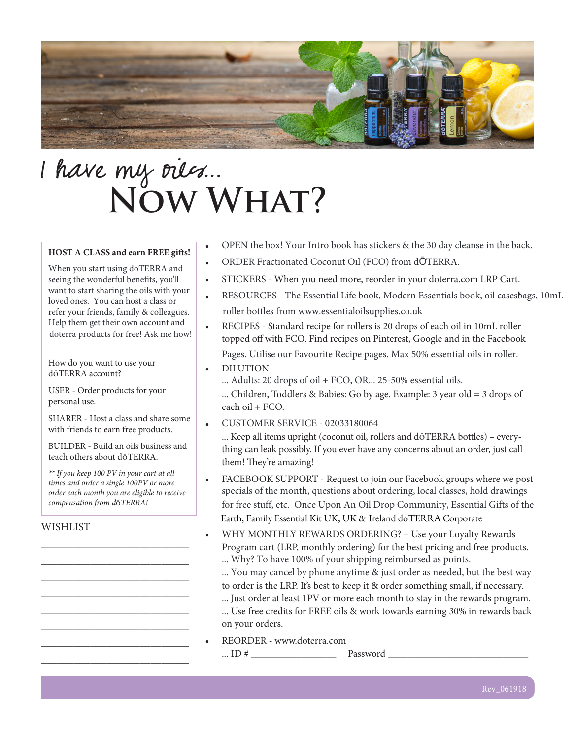# I have my oils... Now What?

**HOST A CLASS and earn FREE gifts!**

When you start using doTERRA and seeing the wonderful benefits, you'll want to start sharing the oils with your loved ones. You can host a class or refer your friends, family & colleagues. Help them get their own account and doterra products for free! Ask me how!

How do you want to use your dōTERRA account?

USER - Order products for your personal use.

SHARER - Host a class and share some with friends to earn free products.

BUILDER - Build an oils business and teach others about dōTERRA.

*** If you keep 100 PV in your cart at all times and order a single 100PV or more order each month you are eligible to receive compensation from dōTERRA!*

WISHLIST

______________________________

______________________________

______________________________

______________________________

______________________________

______________________________

______________________________

______________________________

- OPEN the box! Your Intro book has stickers & the 30 day cleanse in the back.
- ORDER Fractionated Coconut Oil (FCO) from dŌTERRA.
- STICKERS - When you need more, reorder in your doterra.com LRP Cart.
- RESOURCES - The Essential Life book, Modern Essentials book, oil cases/bags, 10mL roller bottles from www.essentialoilsupplies.co.uk
- RECIPES - Standard recipe for rollers is 20 drops of each oil in 10mL roller topped off with FCO. Find recipes on Pinterest, Google and in the Facebook Pages. Utilise our Favourite Recipe pages. Max 50% essential oils in roller.
- DILUTION
  ... Adults: 20 drops of oil + FCO, OR... 25-50% essential oils.
  ... Children, Toddlers & Babies: Go by age. Example: 3 year old = 3 drops of each oil + FCO.
- CUSTOMER SERVICE - 02033180064
  ... Keep all items upright (coconut oil, rollers and dōTERRA bottles) – everything can leak possibly. If you ever have any concerns about an order, just call them! They're amazing!
- FACEBOOK SUPPORT - Request to join our Facebook groups where we post specials of the month, questions about ordering, local classes, hold drawings for free stuff, etc. Once Upon An Oil Drop Community, Essential Gifts of the Earth, Family Essential Kit UK, UK & Ireland doTERRA Corporate
- WHY MONTHLY REWARDS ORDERING? – Use your Loyalty Rewards Program cart (LRP, monthly ordering) for the best pricing and free products.
  ... Why? To have 100% of your shipping reimbursed as points.
  ... You may cancel by phone anytime & just order as needed, but the best way to order is the LRP. It's best to keep it & order something small, if necessary.
  ... Just order at least 1PV or more each month to stay in the rewards program.
  ... Use free credits for FREE oils & work towards earning 30% in rewards back on your orders.
- REORDER - www.doterra.com
  ... ID # _________________ Password _____________________________

Rev_061918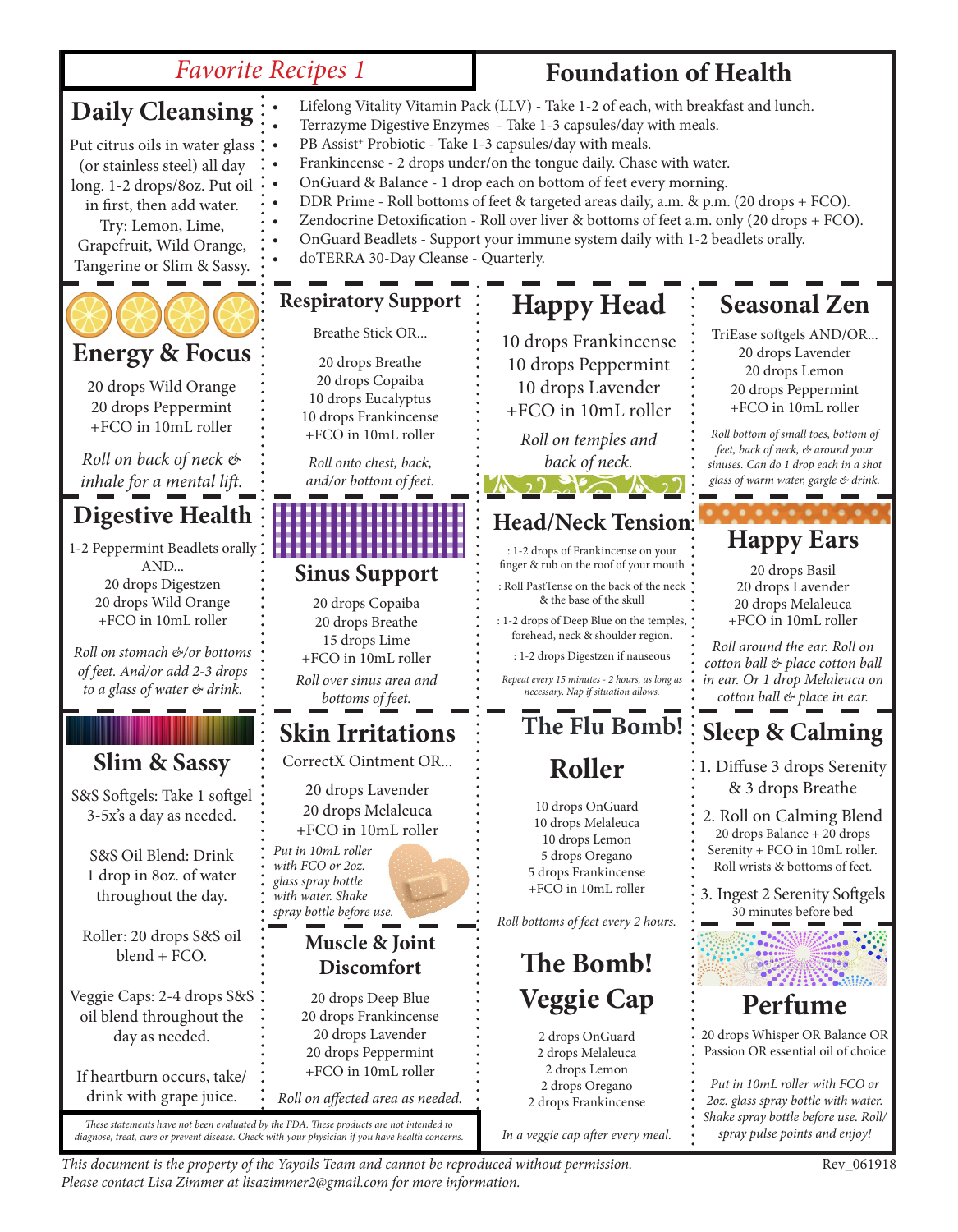# Favorite Recipes 1

## Foundation of Health

## Daily Cleansing

Put citrus oils in water glass (or stainless steel) all day long. 1-2 drops/8oz. Put oil in first, then add water. Try: Lemon, Lime, Grapefruit, Wild Orange, Tangerine or Slim & Sassy.

- Lifelong Vitality Vitamin Pack (LLV) - Take 1-2 of each, with breakfast and lunch.
- Terrazyme Digestive Enzymes - Take 1-3 capsules/day with meals.
- PB Assist+ Probiotic - Take 1-3 capsules/day with meals.
- Frankincense - 2 drops under/on the tongue daily. Chase with water.
- OnGuard & Balance - 1 drop each on bottom of feet every morning.
- DDR Prime - Roll bottoms of feet & targeted areas daily, a.m. & p.m. (20 drops + FCO).
- Zendocrine Detoxification - Roll over liver & bottoms of feet a.m. only (20 drops + FCO).
- OnGuard Beadlets - Support your immune system daily with 1-2 beadlets orally.
- doTERRA 30-Day Cleanse - Quarterly.

## Energy & Focus

20 drops Wild Orange
20 drops Peppermint
+FCO in 10mL roller

*Roll on back of neck & inhale for a mental lift.*

## Respiratory Support

Breathe Stick OR...

20 drops Breathe
20 drops Copaiba
10 drops Eucalyptus
10 drops Frankincense
+FCO in 10mL roller

*Roll onto chest, back, and/or bottom of feet.*

## Happy Head

10 drops Frankincense
10 drops Peppermint
10 drops Lavender
+FCO in 10mL roller

*Roll on temples and back of neck.*

## Seasonal Zen

TriEase softgels AND/OR...
20 drops Lavender
20 drops Lemon
20 drops Peppermint
+FCO in 10mL roller

*Roll bottom of small toes, bottom of feet, back of neck, & around your sinuses. Can do 1 drop each in a shot glass of warm water, gargle & drink.*

## Digestive Health

1-2 Peppermint Beadlets orally AND...
20 drops Digestzen
20 drops Wild Orange
+FCO in 10mL roller

*Roll on stomach &/or bottoms of feet. And/or add 2-3 drops to a glass of water & drink.*

## Sinus Support

20 drops Copaiba
20 drops Breathe
15 drops Lime
+FCO in 10mL roller

*Roll over sinus area and bottoms of feet.*

## Head/Neck Tension

: 1-2 drops of Frankincense on your finger & rub on the roof of your mouth

: Roll PastTense on the back of the neck & the base of the skull

: 1-2 drops of Deep Blue on the temples, forehead, neck & shoulder region.

: 1-2 drops Digestzen if nauseous

*Repeat every 15 minutes - 2 hours, as long as necessary. Nap if situation allows.*

## Happy Ears

20 drops Basil
20 drops Lavender
20 drops Melaleuca
+FCO in 10mL roller

*Roll around the ear. Roll on cotton ball & place cotton ball in ear. Or 1 drop Melaleuca on cotton ball & place in ear.*

## Slim & Sassy

S&S Softgels: Take 1 softgel 3-5x's a day as needed.

S&S Oil Blend: Drink 1 drop in 8oz. of water throughout the day.

Roller: 20 drops S&S oil blend + FCO.

Veggie Caps: 2-4 drops S&S oil blend throughout the day as needed.

If heartburn occurs, take/drink with grape juice.

## Skin Irritations

CorrectX Ointment OR...

20 drops Lavender
20 drops Melaleuca
+FCO in 10mL roller

*Put in 10mL roller with FCO or 2oz. glass spray bottle with water. Shake spray bottle before use.*

## Muscle & Joint Discomfort

20 drops Deep Blue
20 drops Frankincense
20 drops Lavender
20 drops Peppermint
+FCO in 10mL roller

*Roll on affected area as needed.*

## The Flu Bomb! Roller

10 drops OnGuard
10 drops Melaleuca
10 drops Lemon
5 drops Oregano
5 drops Frankincense
+FCO in 10mL roller

*Roll bottoms of feet every 2 hours.*

## The Bomb! Veggie Cap

2 drops OnGuard
2 drops Melaleuca
2 drops Lemon
2 drops Oregano
2 drops Frankincense

*In a veggie cap after every meal.*

## Sleep & Calming

1. Diffuse 3 drops Serenity & 3 drops Breathe
2. Roll on Calming Blend
   20 drops Balance + 20 drops Serenity + FCO in 10mL roller. Roll wrists & bottoms of feet.
3. Ingest 2 Serenity Softgels
   30 minutes before bed

## Perfume

20 drops Whisper OR Balance OR Passion OR essential oil of choice

*Put in 10mL roller with FCO or 2oz. glass spray bottle with water. Shake spray bottle before use. Roll/spray pulse points and enjoy!*

*These statements have not been evaluated by the FDA. These products are not intended to diagnose, treat, cure or prevent disease. Check with your physician if you have health concerns.*

*This document is the property of the Yayoils Team and cannot be reproduced without permission. Please contact Lisa Zimmer at lisazimmer2@gmail.com for more information.*

Rev_061918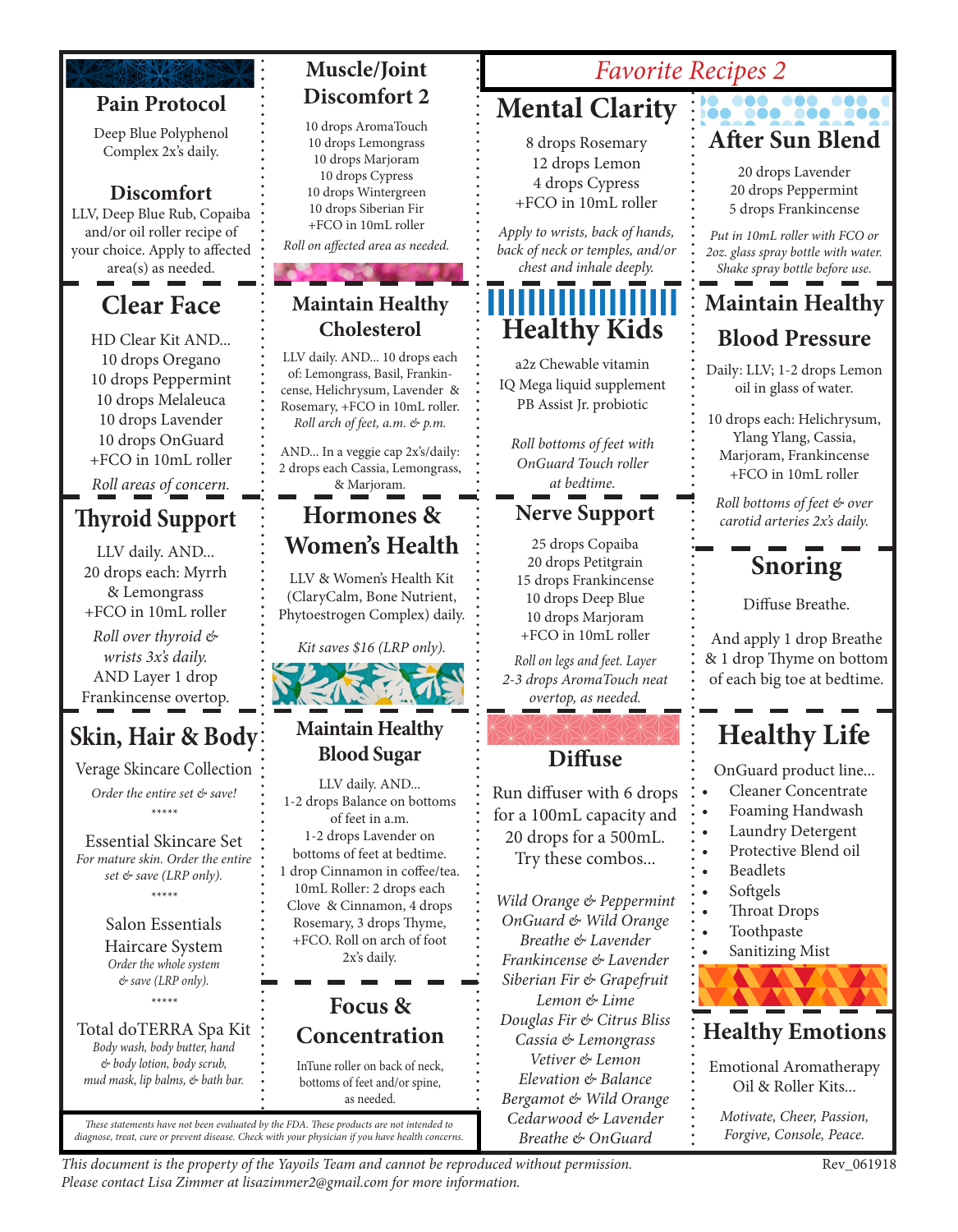# Favorite Recipes 2

## Pain Protocol

Deep Blue Polyphenol Complex 2x's daily.

## Discomfort

LLV, Deep Blue Rub, Copaiba and/or oil roller recipe of your choice. Apply to affected area(s) as needed.

## Clear Face

HD Clear Kit AND...
10 drops Oregano
10 drops Peppermint
10 drops Melaleuca
10 drops Lavender
10 drops OnGuard
+FCO in 10mL roller

*Roll areas of concern.*

## Thyroid Support

LLV daily. AND...
20 drops each: Myrrh & Lemongrass
+FCO in 10mL roller

*Roll over thyroid & wrists 3x's daily.*

AND Layer 1 drop Frankincense overtop.

## Skin, Hair & Body

Verage Skincare Collection

*Order the entire set & save!*

*\*\*\*\*\**

Essential Skincare Set

*For mature skin. Order the entire set & save (LRP only).*

*\*\*\*\*\**

Salon Essentials Haircare System

*Order the whole system & save (LRP only).*

*\*\*\*\*\**

Total doTERRA Spa Kit

*Body wash, body butter, hand & body lotion, body scrub, mud mask, lip balms, & bath bar.*

## Muscle/Joint Discomfort 2

10 drops AromaTouch
10 drops Lemongrass
10 drops Marjoram
10 drops Cypress
10 drops Wintergreen
10 drops Siberian Fir
+FCO in 10mL roller

*Roll on affected area as needed.*

## Maintain Healthy Cholesterol

LLV daily. AND... 10 drops each of: Lemongrass, Basil, Frankincense, Helichrysum, Lavender & Rosemary, +FCO in 10mL roller.
*Roll arch of feet, a.m. & p.m.*

AND... In a veggie cap 2x's/daily: 2 drops each Cassia, Lemongrass, & Marjoram.

## Hormones & Women's Health

LLV & Women's Health Kit (ClaryCalm, Bone Nutrient, Phytoestrogen Complex) daily.

*Kit saves $16 (LRP only).*

## Maintain Healthy Blood Sugar

LLV daily. AND...
1-2 drops Balance on bottoms of feet in a.m.
1-2 drops Lavender on bottoms of feet at bedtime.
1 drop Cinnamon in coffee/tea.
10mL Roller: 2 drops each Clove & Cinnamon, 4 drops Rosemary, 3 drops Thyme, +FCO. Roll on arch of foot 2x's daily.

## Focus & Concentration

InTune roller on back of neck, bottoms of feet and/or spine, as needed.

*These statements have not been evaluated by the FDA. These products are not intended to diagnose, treat, cure or prevent disease. Check with your physician if you have health concerns.*

## Mental Clarity

8 drops Rosemary
12 drops Lemon
4 drops Cypress
+FCO in 10mL roller

*Apply to wrists, back of hands, back of neck or temples, and/or chest and inhale deeply.*

## Healthy Kids

a2z Chewable vitamin
IQ Mega liquid supplement
PB Assist Jr. probiotic

*Roll bottoms of feet with OnGuard Touch roller at bedtime.*

## Nerve Support

25 drops Copaiba
20 drops Petitgrain
15 drops Frankincense
10 drops Deep Blue
10 drops Marjoram
+FCO in 10mL roller

*Roll on legs and feet. Layer 2-3 drops AromaTouch neat overtop, as needed.*

## Diffuse

Run diffuser with 6 drops for a 100mL capacity and 20 drops for a 500mL. Try these combos...

*Wild Orange & Peppermint*
*OnGuard & Wild Orange*
*Breathe & Lavender*
*Frankincense & Lavender*
*Siberian Fir & Grapefruit*
*Lemon & Lime*
*Douglas Fir & Citrus Bliss*
*Cassia & Lemongrass*
*Vetiver & Lemon*
*Elevation & Balance*
*Bergamot & Wild Orange*
*Cedarwood & Lavender*
*Breathe & OnGuard*

## After Sun Blend

20 drops Lavender
20 drops Peppermint
5 drops Frankincense

*Put in 10mL roller with FCO or 2oz. glass spray bottle with water. Shake spray bottle before use.*

## Maintain Healthy Blood Pressure

Daily: LLV; 1-2 drops Lemon oil in glass of water.

10 drops each: Helichrysum, Ylang Ylang, Cassia, Marjoram, Frankincense
+FCO in 10mL roller

*Roll bottoms of feet & over carotid arteries 2x's daily.*

## Snoring

Diffuse Breathe.

And apply 1 drop Breathe & 1 drop Thyme on bottom of each big toe at bedtime.

## Healthy Life

OnGuard product line...

- Cleaner Concentrate
- Foaming Handwash
- Laundry Detergent
- Protective Blend oil
- Beadlets
- Softgels
- Throat Drops
- Toothpaste
- Sanitizing Mist

## Healthy Emotions

Emotional Aromatherapy Oil & Roller Kits...

*Motivate, Cheer, Passion, Forgive, Console, Peace.*

*This document is the property of the Yayoils Team and cannot be reproduced without permission. Please contact Lisa Zimmer at lisazimmer2@gmail.com for more information.*

Rev_061918